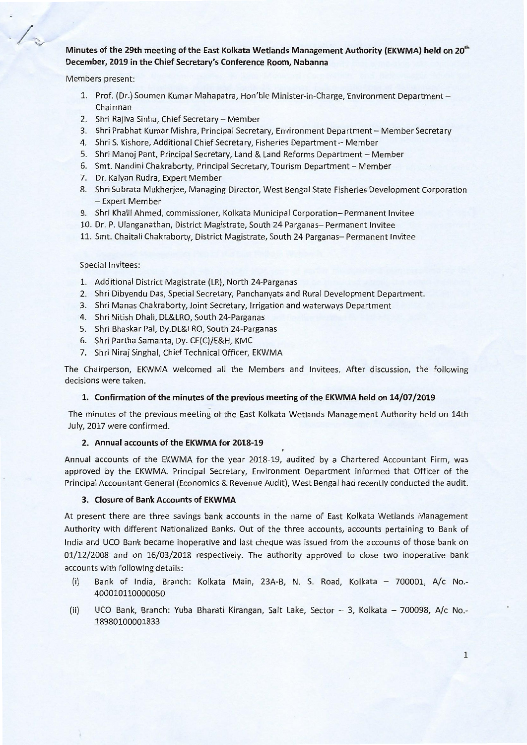**Minutes of the 29th meeting of the East Kolkata Wetlands Management Authority (EKWMA) held on 20th December, 2019 in the Chief Secretary's Conference Room, Nabanna**

Members present:

1. Prof. (Dr.) Soumen Kumar Mahapatra, Hon'ble Minister-in-Charge, Environment Department – Chairman
2. Shri Rajiva Sinha, Chief Secretary – Member
3. Shri Prabhat Kumar Mishra, Principal Secretary, Environment Department – Member Secretary
4. Shri S. Kishore, Additional Chief Secretary, Fisheries Department – Member
5. Shri Manoj Pant, Principal Secretary, Land & Land Reforms Department – Member
6. Smt. Nandini Chakraborty, Principal Secretary, Tourism Department – Member
7. Dr. Kalyan Rudra, Expert Member
8. Shri Subrata Mukherjee, Managing Director, West Bengal State Fisheries Development Corporation – Expert Member
9. Shri Khalil Ahmed, commissioner, Kolkata Municipal Corporation– Permanent Invitee
10. Dr. P. Ulanganathan, District Magistrate, South 24 Parganas– Permanent Invitee
11. Smt. Chaitali Chakraborty, District Magistrate, South 24 Parganas– Permanent Invitee

Special Invitees:

1. Additional District Magistrate (LR), North 24-Parganas
2. Shri Dibyendu Das, Special Secretary, Panchanyats and Rural Development Department.
3. Shri Manas Chakraborty, Joint Secretary, Irrigation and waterways Department
4. Shri Nitish Dhali, DL&LRO, South 24-Parganas
5. Shri Bhaskar Pal, Dy.DL&LRO, South 24-Parganas
6. Shri Partha Samanta, Dy. CE(C)/E&H, KMC
7. Shri Niraj Singhal, Chief Technical Officer, EKWMA

The Chairperson, EKWMA welcomed all the Members and Invitees. After discussion, the following decisions were taken.

**1. Confirmation of the minutes of the previous meeting of the EKWMA held on 14/07/2019**

The minutes of the previous meeting of the East Kolkata Wetlands Management Authority held on 14th July, 2017 were confirmed.

**2. Annual accounts of the EKWMA for 2018-19**

Annual accounts of the EKWMA for the year 2018-19, audited by a Chartered Accountant Firm, was approved by the EKWMA. Principal Secretary, Environment Department informed that Officer of the Principal Accountant General (Economics & Revenue Audit), West Bengal had recently conducted the audit.

**3. Closure of Bank Accounts of EKWMA**

At present there are three savings bank accounts in the name of East Kolkata Wetlands Management Authority with different Nationalized Banks. Out of the three accounts, accounts pertaining to Bank of India and UCO Bank became inoperative and last cheque was issued from the accounts of those bank on 01/12/2008 and on 16/03/2018 respectively. The authority approved to close two inoperative bank accounts with following details:

(i) Bank of India, Branch: Kolkata Main, 23A-B, N. S. Road, Kolkata – 700001, A/c No.- 400010110000050

(ii) UCO Bank, Branch: Yuba Bharati Kirangan, Salt Lake, Sector – 3, Kolkata – 700098, A/c No.- 18980100001833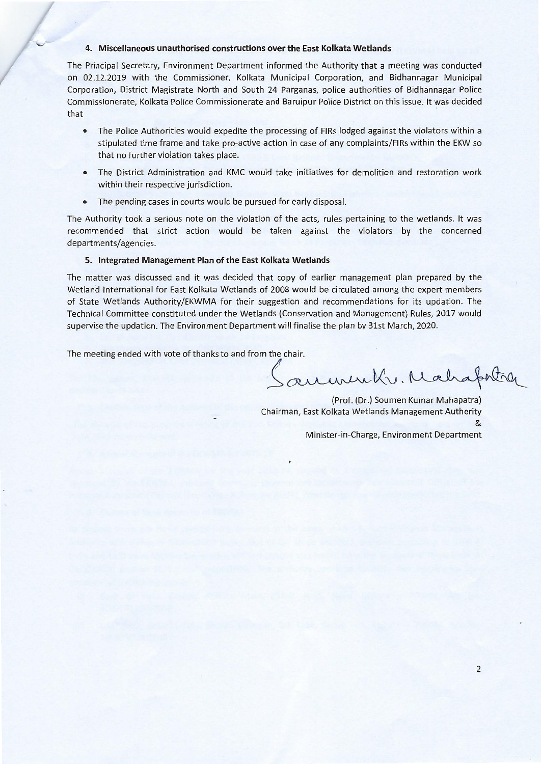### 4. Miscellaneous unauthorised constructions over the East Kolkata Wetlands

The Principal Secretary, Environment Department informed the Authority that a meeting was conducted on 02.12.2019 with the Commissioner, Kolkata Municipal Corporation, and Bidhannagar Municipal Corporation, District Magistrate North and South 24 Parganas, police authorities of Bidhannagar Police Commissionerate, Kolkata Police Commissionerate and Baruipur Police District on this issue. It was decided that

- The Police Authorities would expedite the processing of FIRs lodged against the violators within a stipulated time frame and take pro-active action in case of any complaints/FIRs within the EKW so that no further violation takes place.
- The District Administration and KMC would take initiatives for demolition and restoration work within their respective jurisdiction.
- The pending cases in courts would be pursued for early disposal.

The Authority took a serious note on the violation of the acts, rules pertaining to the wetlands. It was recommended that strict action would be taken against the violators by the concerned departments/agencies.

### 5. Integrated Management Plan of the East Kolkata Wetlands

The matter was discussed and it was decided that copy of earlier management plan prepared by the Wetland International for East Kolkata Wetlands of 2008 would be circulated among the expert members of State Wetlands Authority/EKWMA for their suggestion and recommendations for its updation. The Technical Committee constituted under the Wetlands (Conservation and Management) Rules, 2017 would supervise the updation. The Environment Department will finalise the plan by 31st March, 2020.

The meeting ended with vote of thanks to and from the chair.

Soumen Kr. Mahapatra

(Prof. (Dr.) Soumen Kumar Mahapatra)
Chairman, East Kolkata Wetlands Management Authority
&
Minister-in-Charge, Environment Department